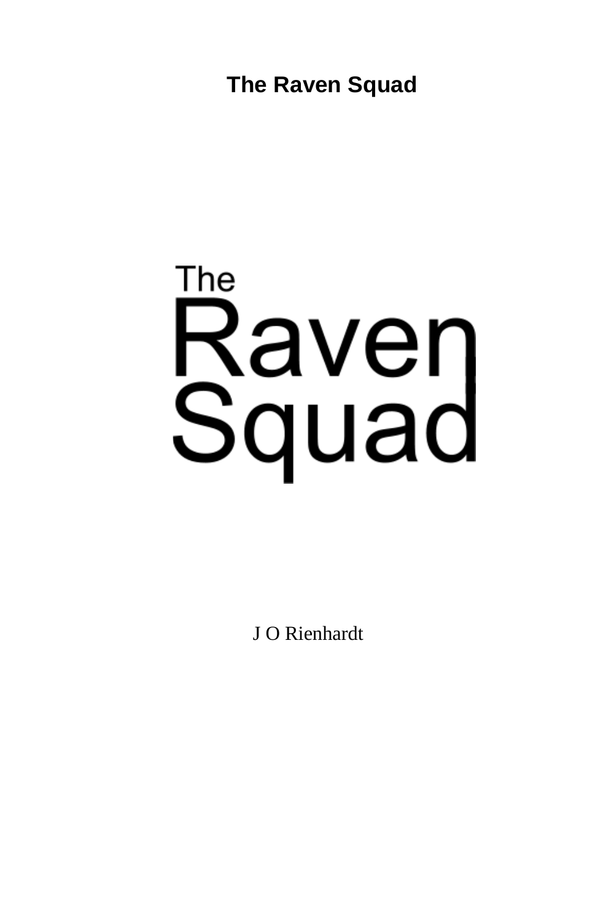# The Raven Squad

The
Raven
Squad

J O Rienhardt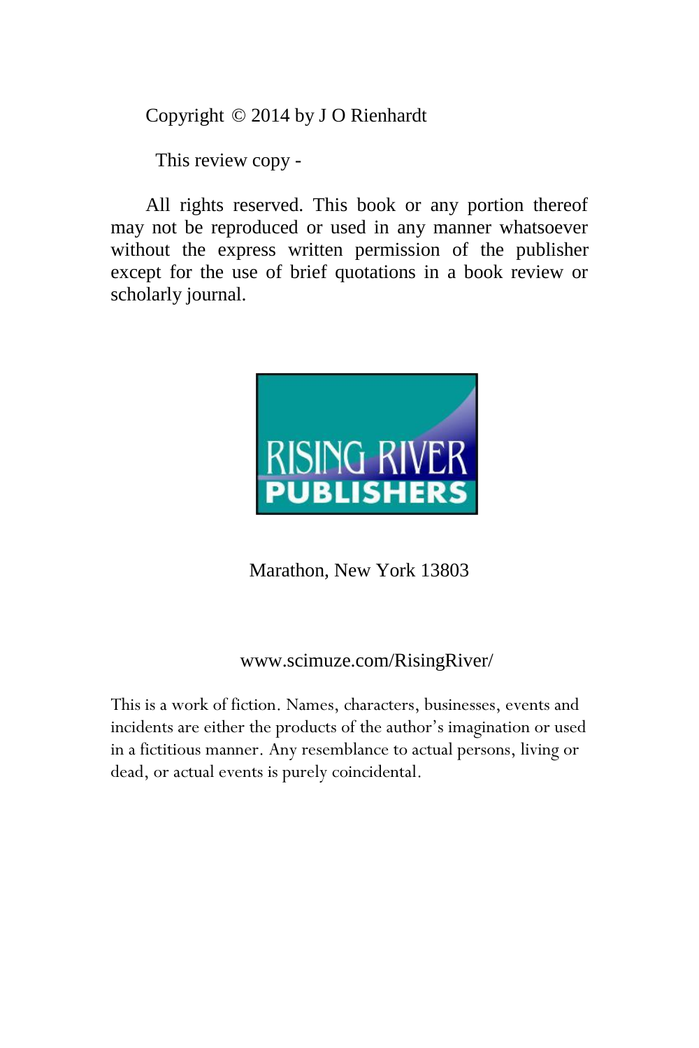Copyright © 2014 by J O Rienhardt

This review copy -

All rights reserved. This book or any portion thereof may not be reproduced or used in any manner whatsoever without the express written permission of the publisher except for the use of brief quotations in a book review or scholarly journal.

RISING RIVER PUBLISHERS

Marathon, New York 13803

www.scimuze.com/RisingRiver/

This is a work of fiction. Names, characters, businesses, events and incidents are either the products of the author's imagination or used in a fictitious manner. Any resemblance to actual persons, living or dead, or actual events is purely coincidental.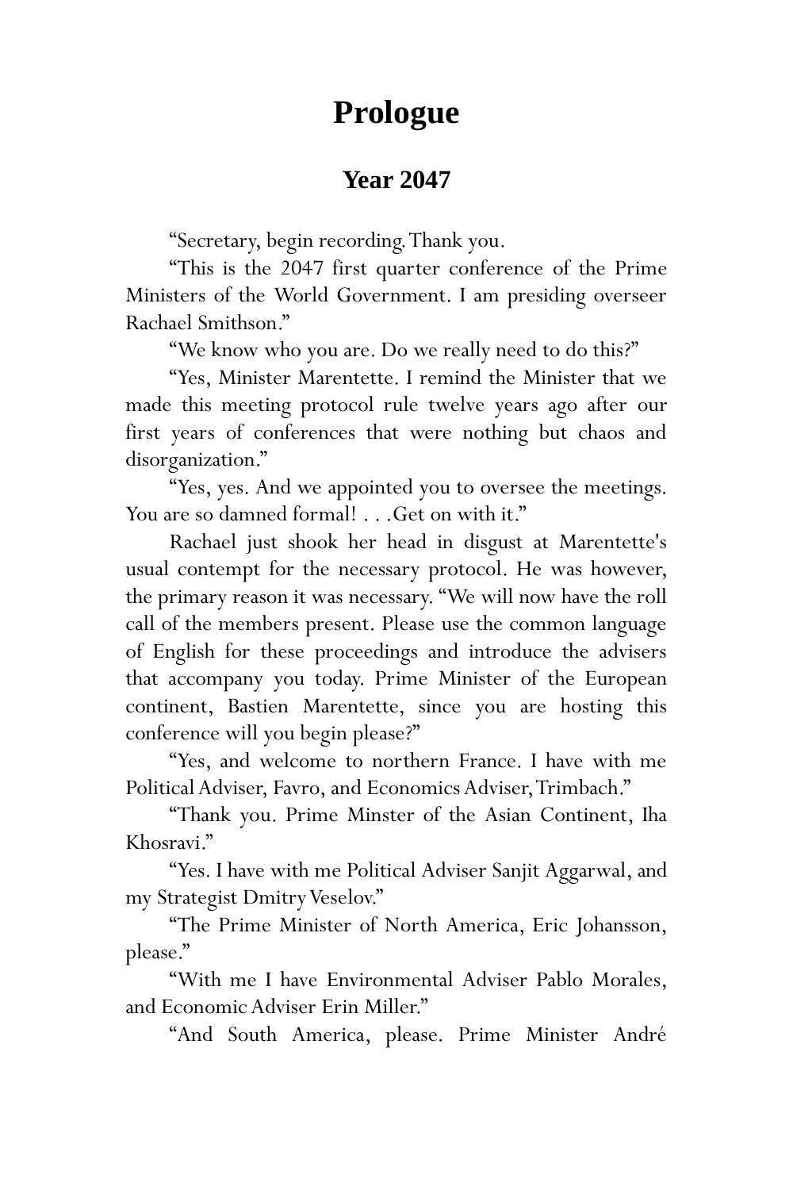# Prologue

## Year 2047

"Secretary, begin recording. Thank you.

"This is the 2047 first quarter conference of the Prime Ministers of the World Government. I am presiding overseer Rachael Smithson."

"We know who you are. Do we really need to do this?"

"Yes, Minister Marentette. I remind the Minister that we made this meeting protocol rule twelve years ago after our first years of conferences that were nothing but chaos and disorganization."

"Yes, yes. And we appointed you to oversee the meetings. You are so damned formal! . . .Get on with it."

Rachael just shook her head in disgust at Marentette's usual contempt for the necessary protocol. He was however, the primary reason it was necessary. "We will now have the roll call of the members present. Please use the common language of English for these proceedings and introduce the advisers that accompany you today. Prime Minister of the European continent, Bastien Marentette, since you are hosting this conference will you begin please?"

"Yes, and welcome to northern France. I have with me Political Adviser, Favro, and Economics Adviser, Trimbach."

"Thank you. Prime Minster of the Asian Continent, Iha Khosravi."

"Yes. I have with me Political Adviser Sanjit Aggarwal, and my Strategist Dmitry Veselov."

"The Prime Minister of North America, Eric Johansson, please."

"With me I have Environmental Adviser Pablo Morales, and Economic Adviser Erin Miller."

"And South America, please. Prime Minister André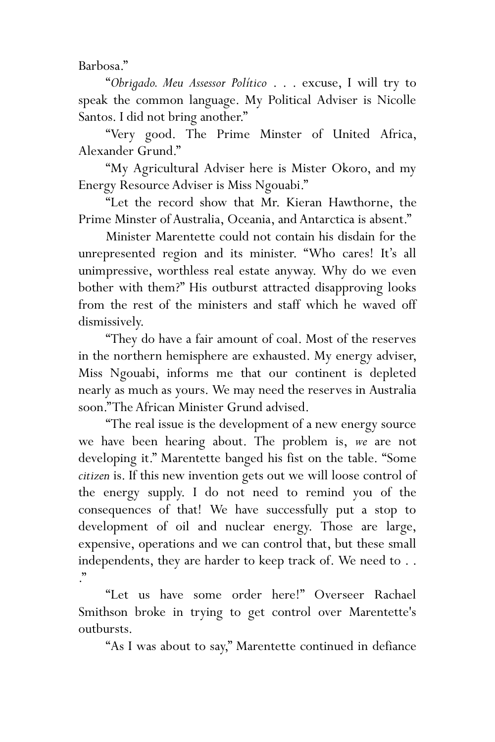Barbosa."

"*Obrigado. Meu Assessor Político* . . . excuse, I will try to speak the common language. My Political Adviser is Nicolle Santos. I did not bring another."

"Very good. The Prime Minster of United Africa, Alexander Grund."

"My Agricultural Adviser here is Mister Okoro, and my Energy Resource Adviser is Miss Ngouabi."

"Let the record show that Mr. Kieran Hawthorne, the Prime Minster of Australia, Oceania, and Antarctica is absent."

Minister Marentette could not contain his disdain for the unrepresented region and its minister. "Who cares! It's all unimpressive, worthless real estate anyway. Why do we even bother with them?" His outburst attracted disapproving looks from the rest of the ministers and staff which he waved off dismissively.

"They do have a fair amount of coal. Most of the reserves in the northern hemisphere are exhausted. My energy adviser, Miss Ngouabi, informs me that our continent is depleted nearly as much as yours. We may need the reserves in Australia soon."The African Minister Grund advised.

"The real issue is the development of a new energy source we have been hearing about. The problem is, *we* are not developing it." Marentette banged his fist on the table. "Some *citizen* is. If this new invention gets out we will loose control of the energy supply. I do not need to remind you of the consequences of that! We have successfully put a stop to development of oil and nuclear energy. Those are large, expensive, operations and we can control that, but these small independents, they are harder to keep track of. We need to . . ."

"Let us have some order here!" Overseer Rachael Smithson broke in trying to get control over Marentette's outbursts.

"As I was about to say," Marentette continued in defiance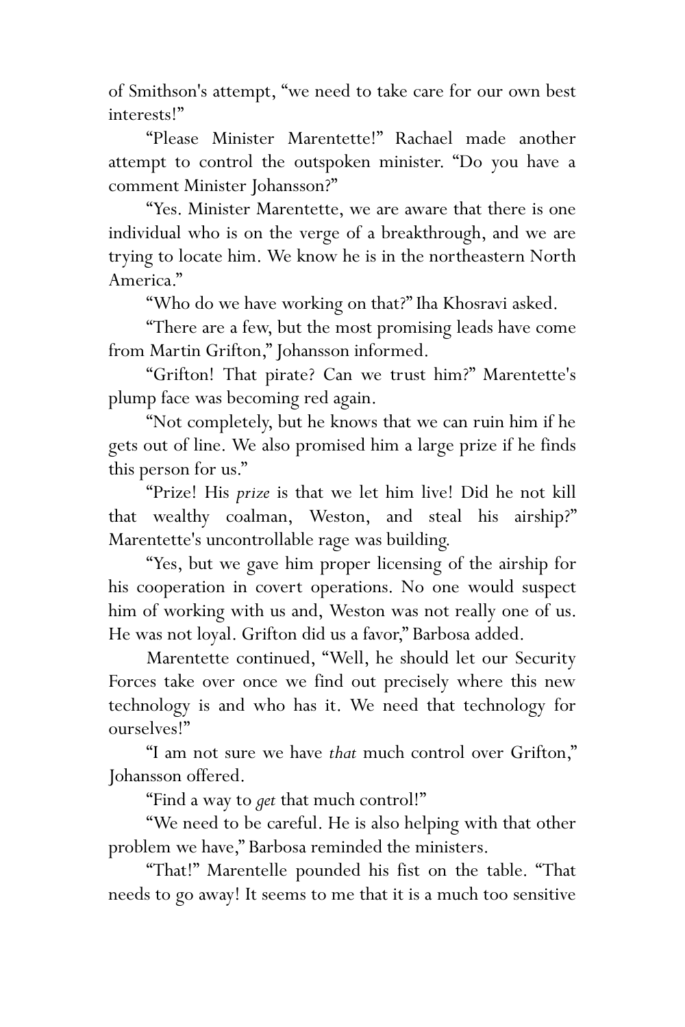of Smithson's attempt, “we need to take care for our own best interests!”

“Please Minister Marentette!” Rachael made another attempt to control the outspoken minister. “Do you have a comment Minister Johansson?”

“Yes. Minister Marentette, we are aware that there is one individual who is on the verge of a breakthrough, and we are trying to locate him. We know he is in the northeastern North America.”

“Who do we have working on that?” Iha Khosravi asked.

“There are a few, but the most promising leads have come from Martin Grifton,” Johansson informed.

“Grifton! That pirate? Can we trust him?” Marentette's plump face was becoming red again.

“Not completely, but he knows that we can ruin him if he gets out of line. We also promised him a large prize if he finds this person for us.”

“Prize! His *prize* is that we let him live! Did he not kill that wealthy coalman, Weston, and steal his airship?” Marentette's uncontrollable rage was building.

“Yes, but we gave him proper licensing of the airship for his cooperation in covert operations. No one would suspect him of working with us and, Weston was not really one of us. He was not loyal. Grifton did us a favor,” Barbosa added.

Marentette continued, “Well, he should let our Security Forces take over once we find out precisely where this new technology is and who has it. We need that technology for ourselves!”

“I am not sure we have *that* much control over Grifton,” Johansson offered.

“Find a way to *get* that much control!”

“We need to be careful. He is also helping with that other problem we have,” Barbosa reminded the ministers.

“That!” Marentelle pounded his fist on the table. “That needs to go away! It seems to me that it is a much too sensitive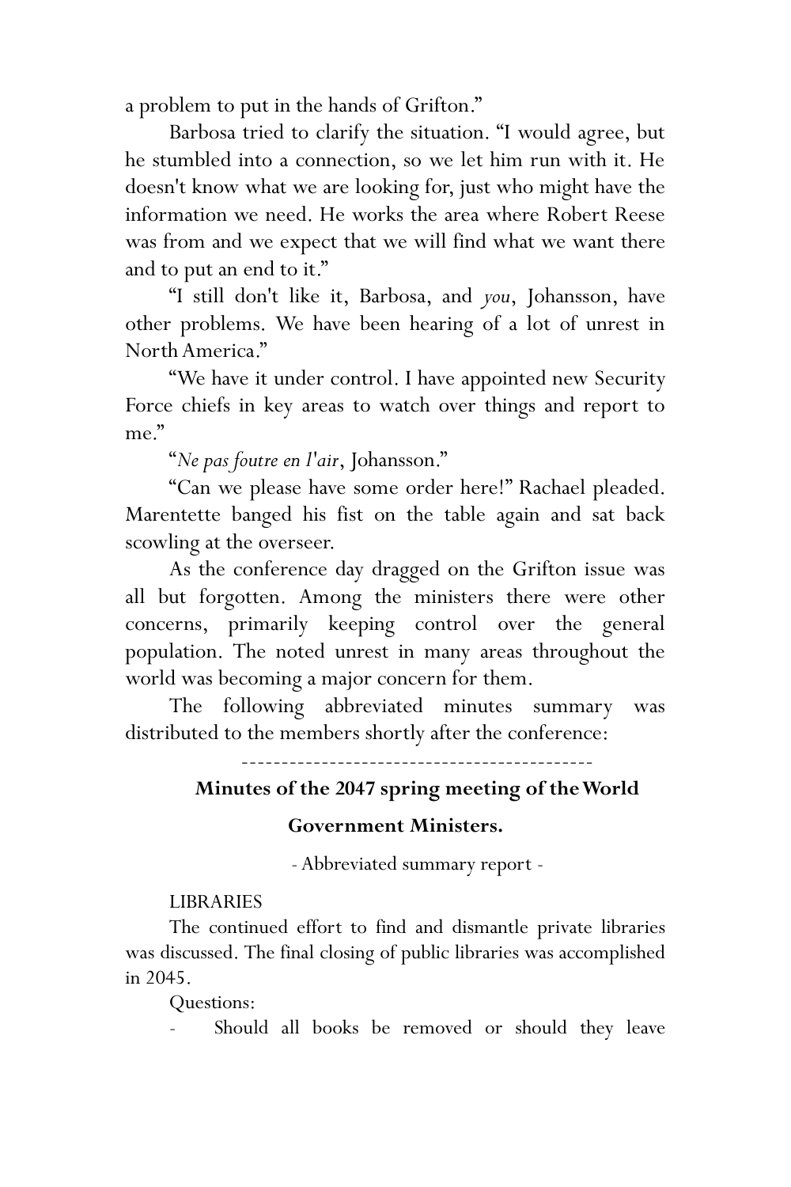a problem to put in the hands of Grifton."

Barbosa tried to clarify the situation. "I would agree, but he stumbled into a connection, so we let him run with it. He doesn't know what we are looking for, just who might have the information we need. He works the area where Robert Reese was from and we expect that we will find what we want there and to put an end to it."

"I still don't like it, Barbosa, and *you*, Johansson, have other problems. We have been hearing of a lot of unrest in North America."

"We have it under control. I have appointed new Security Force chiefs in key areas to watch over things and report to me."

"*Ne pas foutre en l'air*, Johansson."

"Can we please have some order here!" Rachael pleaded. Marentette banged his fist on the table again and sat back scowling at the overseer.

As the conference day dragged on the Grifton issue was all but forgotten. Among the ministers there were other concerns, primarily keeping control over the general population. The noted unrest in many areas throughout the world was becoming a major concern for them.

The following abbreviated minutes summary was distributed to the members shortly after the conference:

-------------------------------------------

**Minutes of the 2047 spring meeting of the World Government Ministers.**

- Abbreviated summary report -

LIBRARIES

The continued effort to find and dismantle private libraries was discussed. The final closing of public libraries was accomplished in 2045.

Questions:

- Should all books be removed or should they leave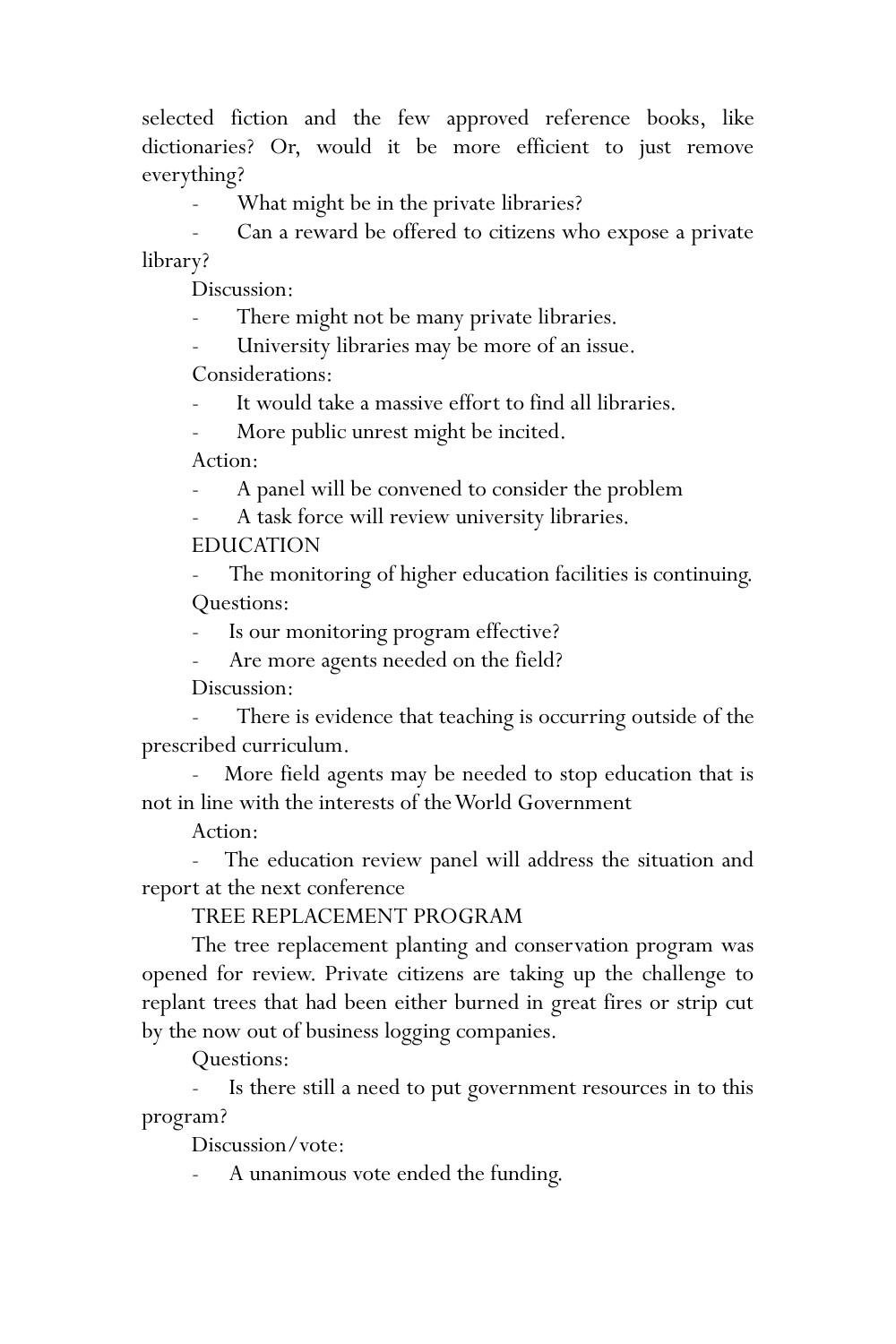selected fiction and the few approved reference books, like dictionaries? Or, would it be more efficient to just remove everything?

- What might be in the private libraries?
- Can a reward be offered to citizens who expose a private library?

Discussion:

- There might not be many private libraries.
- University libraries may be more of an issue.

Considerations:

- It would take a massive effort to find all libraries.
- More public unrest might be incited.

Action:

- A panel will be convened to consider the problem
- A task force will review university libraries.

EDUCATION

- The monitoring of higher education facilities is continuing.

Questions:

- Is our monitoring program effective?
- Are more agents needed on the field?

Discussion:

- There is evidence that teaching is occurring outside of the prescribed curriculum.
- More field agents may be needed to stop education that is not in line with the interests of the World Government

Action:

- The education review panel will address the situation and report at the next conference

TREE REPLACEMENT PROGRAM

The tree replacement planting and conservation program was opened for review. Private citizens are taking up the challenge to replant trees that had been either burned in great fires or strip cut by the now out of business logging companies.

Questions:

- Is there still a need to put government resources in to this program?

Discussion/vote:

- A unanimous vote ended the funding.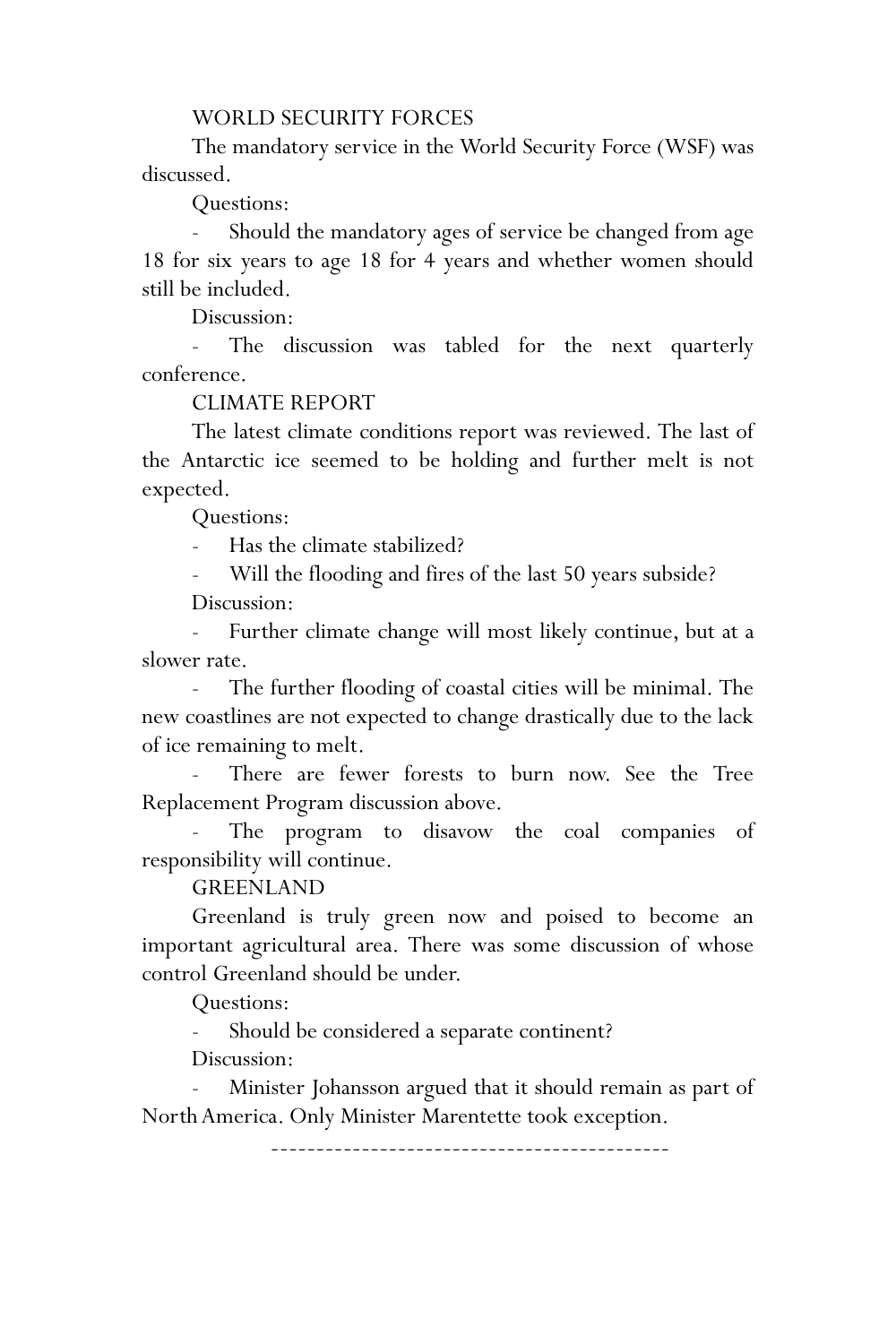WORLD SECURITY FORCES

The mandatory service in the World Security Force (WSF) was discussed.

Questions:

- Should the mandatory ages of service be changed from age 18 for six years to age 18 for 4 years and whether women should still be included.

Discussion:

- The discussion was tabled for the next quarterly conference.

CLIMATE REPORT

The latest climate conditions report was reviewed. The last of the Antarctic ice seemed to be holding and further melt is not expected.

Questions:

- Has the climate stabilized?
- Will the flooding and fires of the last 50 years subside?

Discussion:

- Further climate change will most likely continue, but at a slower rate.
- The further flooding of coastal cities will be minimal. The new coastlines are not expected to change drastically due to the lack of ice remaining to melt.
- There are fewer forests to burn now. See the Tree Replacement Program discussion above.
- The program to disavow the coal companies of responsibility will continue.

GREENLAND

Greenland is truly green now and poised to become an important agricultural area. There was some discussion of whose control Greenland should be under.

Questions:

- Should be considered a separate continent?

Discussion:

- Minister Johansson argued that it should remain as part of North America. Only Minister Marentette took exception.

-------------------------------------------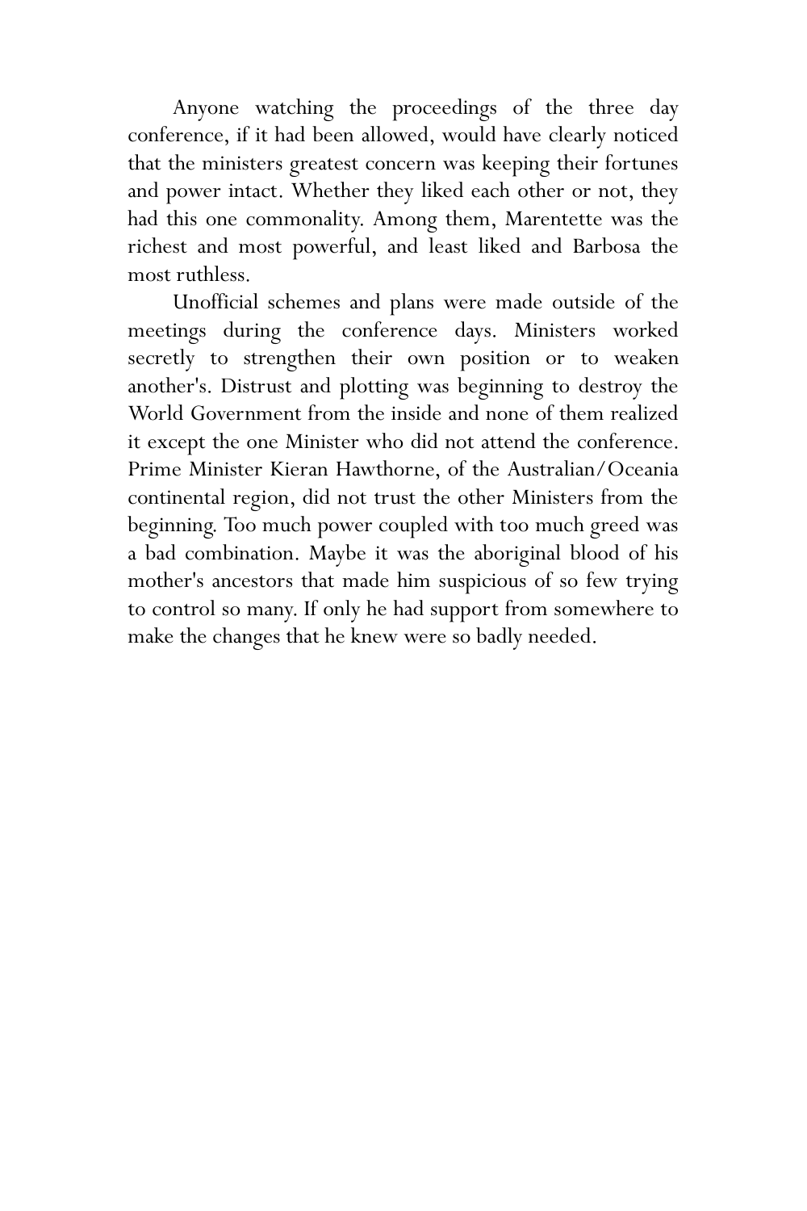Anyone watching the proceedings of the three day conference, if it had been allowed, would have clearly noticed that the ministers greatest concern was keeping their fortunes and power intact. Whether they liked each other or not, they had this one commonality. Among them, Marentette was the richest and most powerful, and least liked and Barbosa the most ruthless.

Unofficial schemes and plans were made outside of the meetings during the conference days. Ministers worked secretly to strengthen their own position or to weaken another's. Distrust and plotting was beginning to destroy the World Government from the inside and none of them realized it except the one Minister who did not attend the conference. Prime Minister Kieran Hawthorne, of the Australian/Oceania continental region, did not trust the other Ministers from the beginning. Too much power coupled with too much greed was a bad combination. Maybe it was the aboriginal blood of his mother's ancestors that made him suspicious of so few trying to control so many. If only he had support from somewhere to make the changes that he knew were so badly needed.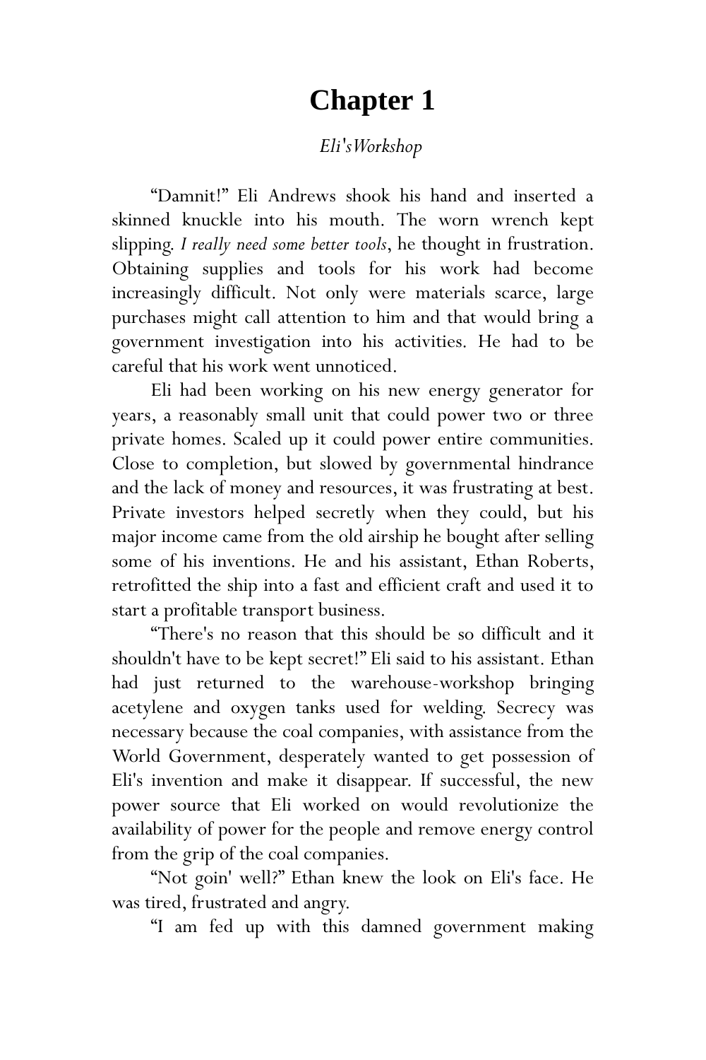# Chapter 1

*Eli's Workshop*

"Damnit!" Eli Andrews shook his hand and inserted a skinned knuckle into his mouth. The worn wrench kept slipping. *I really need some better tools*, he thought in frustration. Obtaining supplies and tools for his work had become increasingly difficult. Not only were materials scarce, large purchases might call attention to him and that would bring a government investigation into his activities. He had to be careful that his work went unnoticed.

Eli had been working on his new energy generator for years, a reasonably small unit that could power two or three private homes. Scaled up it could power entire communities. Close to completion, but slowed by governmental hindrance and the lack of money and resources, it was frustrating at best. Private investors helped secretly when they could, but his major income came from the old airship he bought after selling some of his inventions. He and his assistant, Ethan Roberts, retrofitted the ship into a fast and efficient craft and used it to start a profitable transport business.

"There's no reason that this should be so difficult and it shouldn't have to be kept secret!" Eli said to his assistant. Ethan had just returned to the warehouse-workshop bringing acetylene and oxygen tanks used for welding. Secrecy was necessary because the coal companies, with assistance from the World Government, desperately wanted to get possession of Eli's invention and make it disappear. If successful, the new power source that Eli worked on would revolutionize the availability of power for the people and remove energy control from the grip of the coal companies.

"Not goin' well?" Ethan knew the look on Eli's face. He was tired, frustrated and angry.

"I am fed up with this damned government making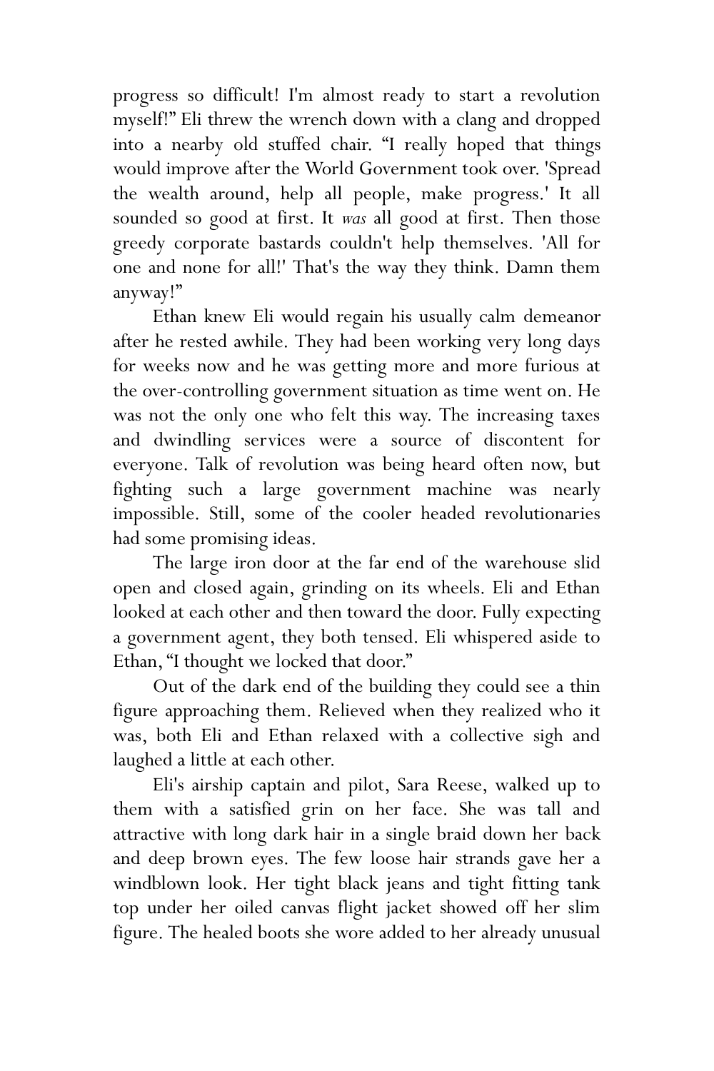progress so difficult! I'm almost ready to start a revolution myself!" Eli threw the wrench down with a clang and dropped into a nearby old stuffed chair. "I really hoped that things would improve after the World Government took over. 'Spread the wealth around, help all people, make progress.' It all sounded so good at first. It *was* all good at first. Then those greedy corporate bastards couldn't help themselves. 'All for one and none for all!' That's the way they think. Damn them anyway!"

Ethan knew Eli would regain his usually calm demeanor after he rested awhile. They had been working very long days for weeks now and he was getting more and more furious at the over-controlling government situation as time went on. He was not the only one who felt this way. The increasing taxes and dwindling services were a source of discontent for everyone. Talk of revolution was being heard often now, but fighting such a large government machine was nearly impossible. Still, some of the cooler headed revolutionaries had some promising ideas.

The large iron door at the far end of the warehouse slid open and closed again, grinding on its wheels. Eli and Ethan looked at each other and then toward the door. Fully expecting a government agent, they both tensed. Eli whispered aside to Ethan, "I thought we locked that door."

Out of the dark end of the building they could see a thin figure approaching them. Relieved when they realized who it was, both Eli and Ethan relaxed with a collective sigh and laughed a little at each other.

Eli's airship captain and pilot, Sara Reese, walked up to them with a satisfied grin on her face. She was tall and attractive with long dark hair in a single braid down her back and deep brown eyes. The few loose hair strands gave her a windblown look. Her tight black jeans and tight fitting tank top under her oiled canvas flight jacket showed off her slim figure. The healed boots she wore added to her already unusual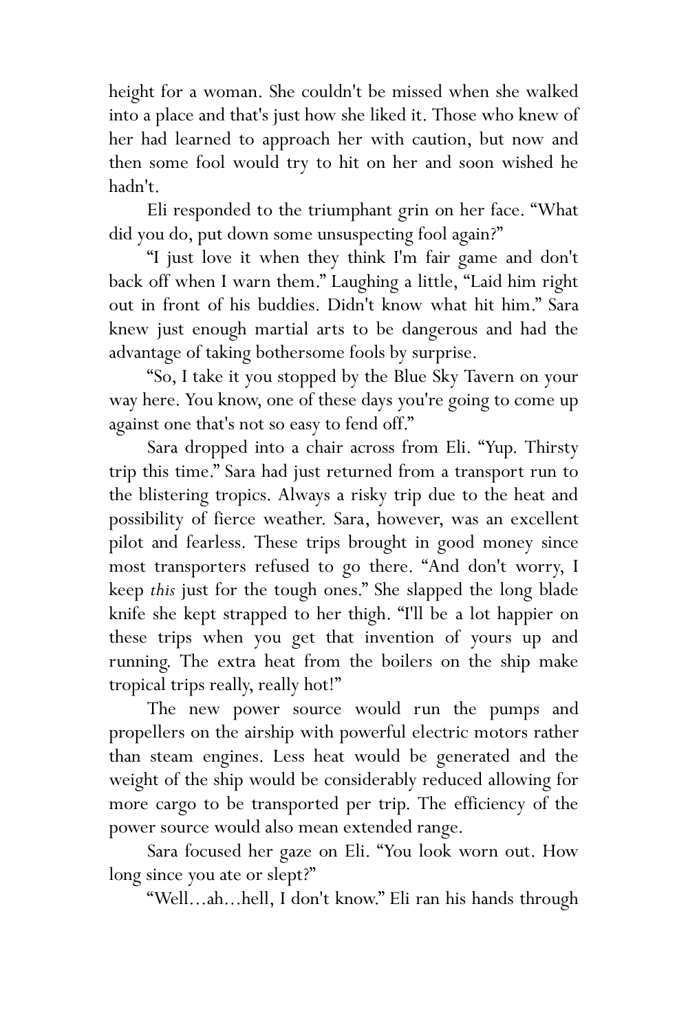height for a woman. She couldn't be missed when she walked into a place and that's just how she liked it. Those who knew of her had learned to approach her with caution, but now and then some fool would try to hit on her and soon wished he hadn't.

Eli responded to the triumphant grin on her face. "What did you do, put down some unsuspecting fool again?"

"I just love it when they think I'm fair game and don't back off when I warn them." Laughing a little, "Laid him right out in front of his buddies. Didn't know what hit him." Sara knew just enough martial arts to be dangerous and had the advantage of taking bothersome fools by surprise.

"So, I take it you stopped by the Blue Sky Tavern on your way here. You know, one of these days you're going to come up against one that's not so easy to fend off."

Sara dropped into a chair across from Eli. "Yup. Thirsty trip this time." Sara had just returned from a transport run to the blistering tropics. Always a risky trip due to the heat and possibility of fierce weather. Sara, however, was an excellent pilot and fearless. These trips brought in good money since most transporters refused to go there. "And don't worry, I keep *this* just for the tough ones." She slapped the long blade knife she kept strapped to her thigh. "I'll be a lot happier on these trips when you get that invention of yours up and running. The extra heat from the boilers on the ship make tropical trips really, really hot!"

The new power source would run the pumps and propellers on the airship with powerful electric motors rather than steam engines. Less heat would be generated and the weight of the ship would be considerably reduced allowing for more cargo to be transported per trip. The efficiency of the power source would also mean extended range.

Sara focused her gaze on Eli. "You look worn out. How long since you ate or slept?"

"Well…ah…hell, I don't know." Eli ran his hands through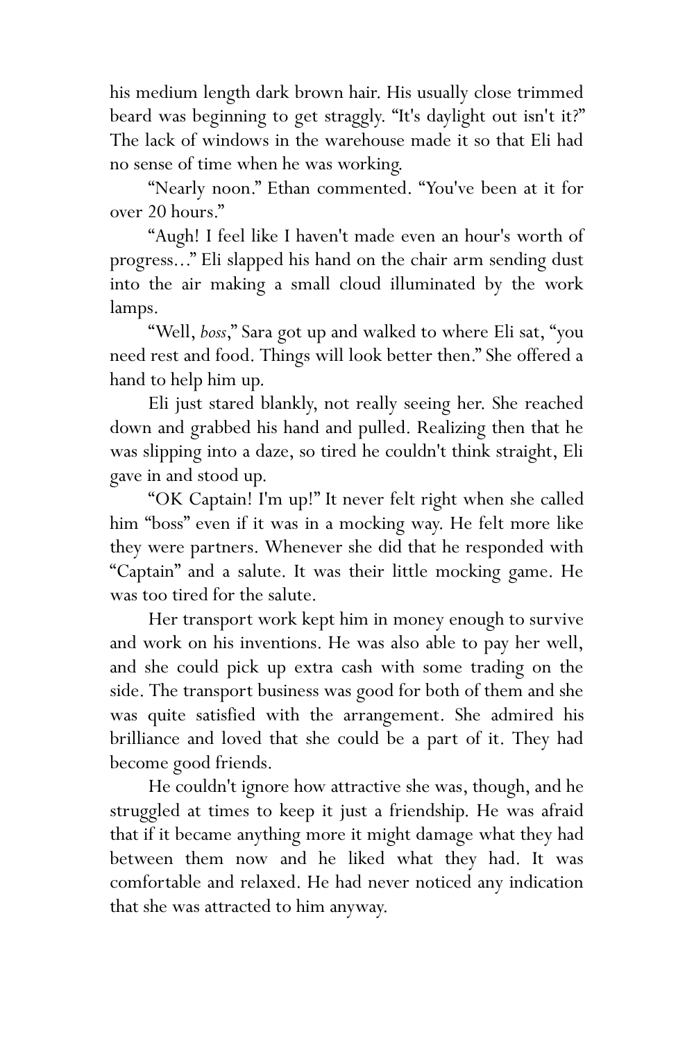his medium length dark brown hair. His usually close trimmed beard was beginning to get straggly. “It's daylight out isn't it?” The lack of windows in the warehouse made it so that Eli had no sense of time when he was working.

“Nearly noon.” Ethan commented. “You've been at it for over 20 hours.”

“Augh! I feel like I haven't made even an hour's worth of progress...” Eli slapped his hand on the chair arm sending dust into the air making a small cloud illuminated by the work lamps.

“Well, *boss*,” Sara got up and walked to where Eli sat, “you need rest and food. Things will look better then.” She offered a hand to help him up.

Eli just stared blankly, not really seeing her. She reached down and grabbed his hand and pulled. Realizing then that he was slipping into a daze, so tired he couldn't think straight, Eli gave in and stood up.

“OK Captain! I'm up!” It never felt right when she called him “boss” even if it was in a mocking way. He felt more like they were partners. Whenever she did that he responded with “Captain” and a salute. It was their little mocking game. He was too tired for the salute.

Her transport work kept him in money enough to survive and work on his inventions. He was also able to pay her well, and she could pick up extra cash with some trading on the side. The transport business was good for both of them and she was quite satisfied with the arrangement. She admired his brilliance and loved that she could be a part of it. They had become good friends.

He couldn't ignore how attractive she was, though, and he struggled at times to keep it just a friendship. He was afraid that if it became anything more it might damage what they had between them now and he liked what they had. It was comfortable and relaxed. He had never noticed any indication that she was attracted to him anyway.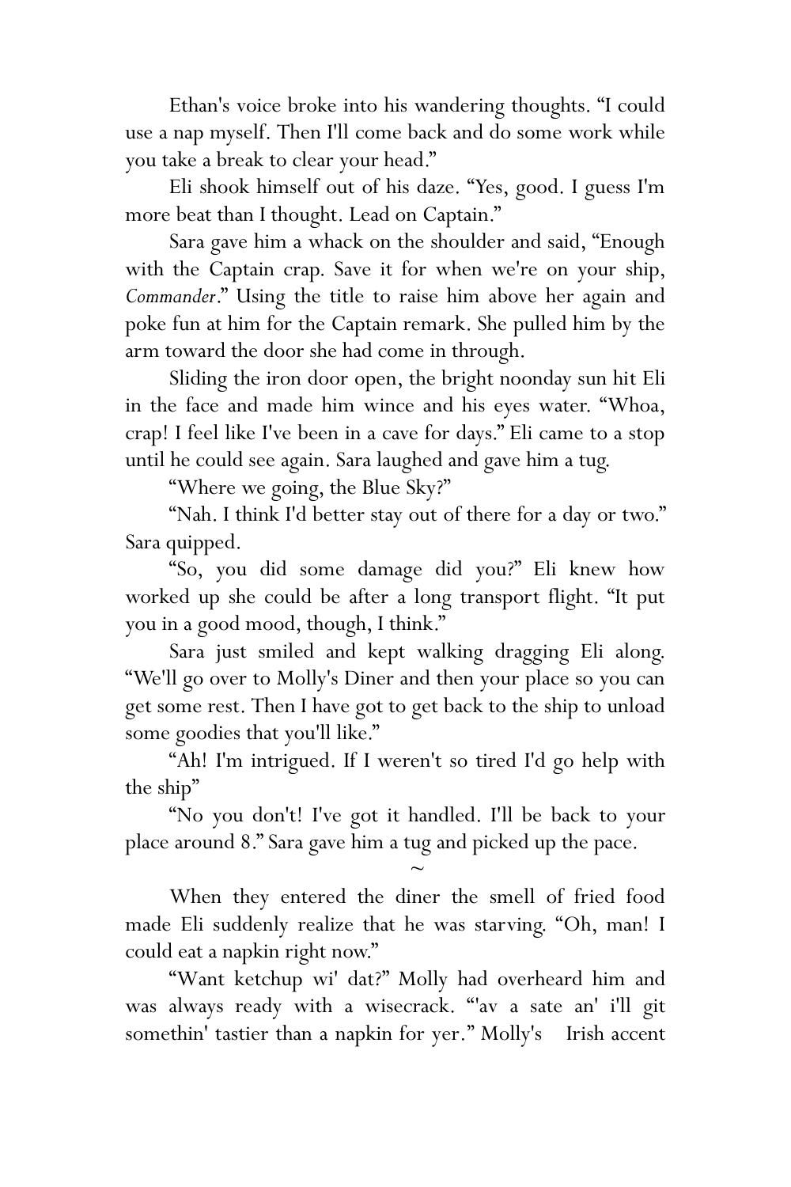Ethan's voice broke into his wandering thoughts. “I could use a nap myself. Then I'll come back and do some work while you take a break to clear your head.”

Eli shook himself out of his daze. “Yes, good. I guess I'm more beat than I thought. Lead on Captain.”

Sara gave him a whack on the shoulder and said, “Enough with the Captain crap. Save it for when we're on your ship, *Commander*.” Using the title to raise him above her again and poke fun at him for the Captain remark. She pulled him by the arm toward the door she had come in through.

Sliding the iron door open, the bright noonday sun hit Eli in the face and made him wince and his eyes water. “Whoa, crap! I feel like I've been in a cave for days.” Eli came to a stop until he could see again. Sara laughed and gave him a tug.

“Where we going, the Blue Sky?”

“Nah. I think I'd better stay out of there for a day or two.” Sara quipped.

“So, you did some damage did you?” Eli knew how worked up she could be after a long transport flight. “It put you in a good mood, though, I think.”

Sara just smiled and kept walking dragging Eli along. “We'll go over to Molly's Diner and then your place so you can get some rest. Then I have got to get back to the ship to unload some goodies that you'll like.”

“Ah! I'm intrigued. If I weren't so tired I'd go help with the ship”

“No you don't! I've got it handled. I'll be back to your place around 8.” Sara gave him a tug and picked up the pace.

~

When they entered the diner the smell of fried food made Eli suddenly realize that he was starving. “Oh, man! I could eat a napkin right now.”

“Want ketchup wi' dat?” Molly had overheard him and was always ready with a wisecrack. “'av a sate an' i'll git somethin' tastier than a napkin for yer.” Molly's Irish accent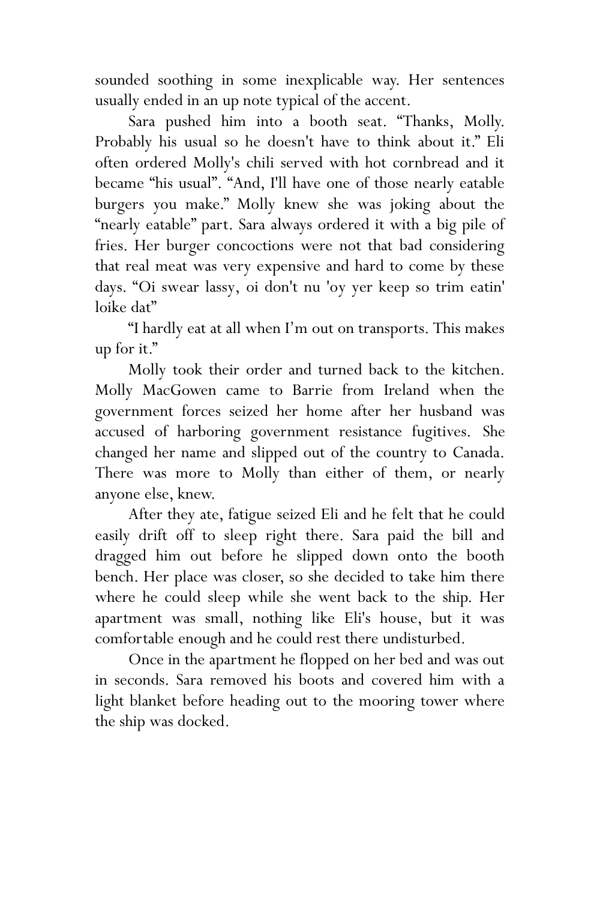sounded soothing in some inexplicable way. Her sentences usually ended in an up note typical of the accent.

Sara pushed him into a booth seat. "Thanks, Molly. Probably his usual so he doesn't have to think about it." Eli often ordered Molly's chili served with hot cornbread and it became "his usual". "And, I'll have one of those nearly eatable burgers you make." Molly knew she was joking about the "nearly eatable" part. Sara always ordered it with a big pile of fries. Her burger concoctions were not that bad considering that real meat was very expensive and hard to come by these days. "Oi swear lassy, oi don't nu 'oy yer keep so trim eatin' loike dat"

"I hardly eat at all when I'm out on transports. This makes up for it."

Molly took their order and turned back to the kitchen. Molly MacGowen came to Barrie from Ireland when the government forces seized her home after her husband was accused of harboring government resistance fugitives. She changed her name and slipped out of the country to Canada. There was more to Molly than either of them, or nearly anyone else, knew.

After they ate, fatigue seized Eli and he felt that he could easily drift off to sleep right there. Sara paid the bill and dragged him out before he slipped down onto the booth bench. Her place was closer, so she decided to take him there where he could sleep while she went back to the ship. Her apartment was small, nothing like Eli's house, but it was comfortable enough and he could rest there undisturbed.

Once in the apartment he flopped on her bed and was out in seconds. Sara removed his boots and covered him with a light blanket before heading out to the mooring tower where the ship was docked.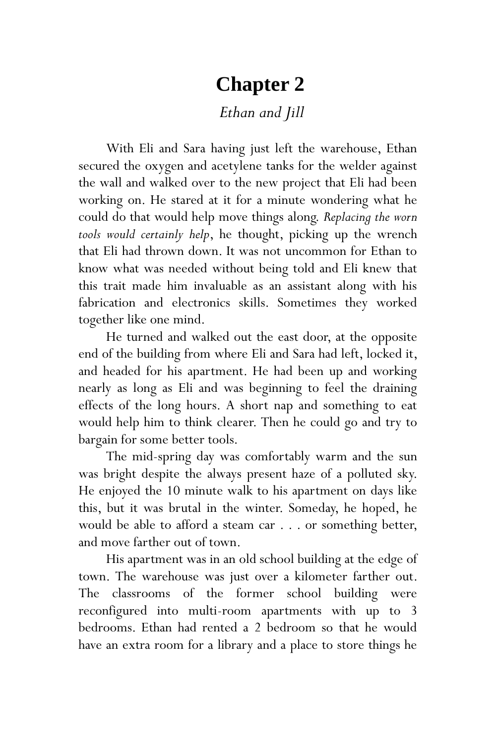# Chapter 2

*Ethan and Jill*

With Eli and Sara having just left the warehouse, Ethan secured the oxygen and acetylene tanks for the welder against the wall and walked over to the new project that Eli had been working on. He stared at it for a minute wondering what he could do that would help move things along. *Replacing the worn tools would certainly help*, he thought, picking up the wrench that Eli had thrown down. It was not uncommon for Ethan to know what was needed without being told and Eli knew that this trait made him invaluable as an assistant along with his fabrication and electronics skills. Sometimes they worked together like one mind.

He turned and walked out the east door, at the opposite end of the building from where Eli and Sara had left, locked it, and headed for his apartment. He had been up and working nearly as long as Eli and was beginning to feel the draining effects of the long hours. A short nap and something to eat would help him to think clearer. Then he could go and try to bargain for some better tools.

The mid-spring day was comfortably warm and the sun was bright despite the always present haze of a polluted sky. He enjoyed the 10 minute walk to his apartment on days like this, but it was brutal in the winter. Someday, he hoped, he would be able to afford a steam car . . . or something better, and move farther out of town.

His apartment was in an old school building at the edge of town. The warehouse was just over a kilometer farther out. The classrooms of the former school building were reconfigured into multi-room apartments with up to 3 bedrooms. Ethan had rented a 2 bedroom so that he would have an extra room for a library and a place to store things he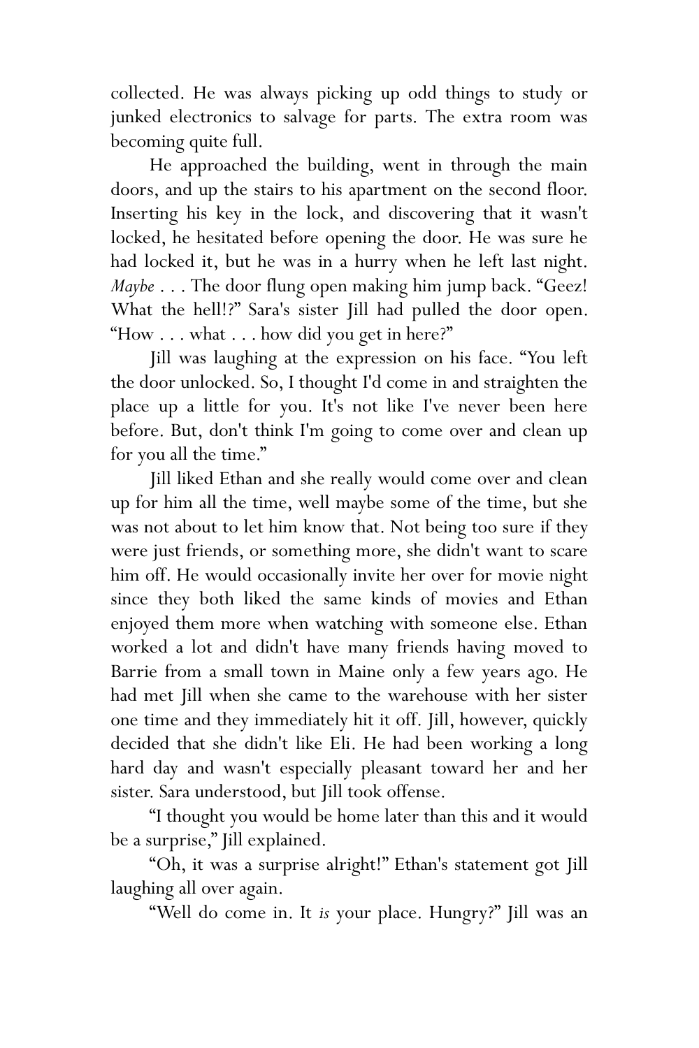collected. He was always picking up odd things to study or junked electronics to salvage for parts. The extra room was becoming quite full.

He approached the building, went in through the main doors, and up the stairs to his apartment on the second floor. Inserting his key in the lock, and discovering that it wasn't locked, he hesitated before opening the door. He was sure he had locked it, but he was in a hurry when he left last night. *Maybe* . . . The door flung open making him jump back. “Geez! What the hell!?” Sara's sister Jill had pulled the door open. “How . . . what . . . how did you get in here?”

Jill was laughing at the expression on his face. “You left the door unlocked. So, I thought I'd come in and straighten the place up a little for you. It's not like I've never been here before. But, don't think I'm going to come over and clean up for you all the time.”

Jill liked Ethan and she really would come over and clean up for him all the time, well maybe some of the time, but she was not about to let him know that. Not being too sure if they were just friends, or something more, she didn't want to scare him off. He would occasionally invite her over for movie night since they both liked the same kinds of movies and Ethan enjoyed them more when watching with someone else. Ethan worked a lot and didn't have many friends having moved to Barrie from a small town in Maine only a few years ago. He had met Jill when she came to the warehouse with her sister one time and they immediately hit it off. Jill, however, quickly decided that she didn't like Eli. He had been working a long hard day and wasn't especially pleasant toward her and her sister. Sara understood, but Jill took offense.

“I thought you would be home later than this and it would be a surprise,” Jill explained.

“Oh, it was a surprise alright!” Ethan's statement got Jill laughing all over again.

“Well do come in. It *is* your place. Hungry?” Jill was an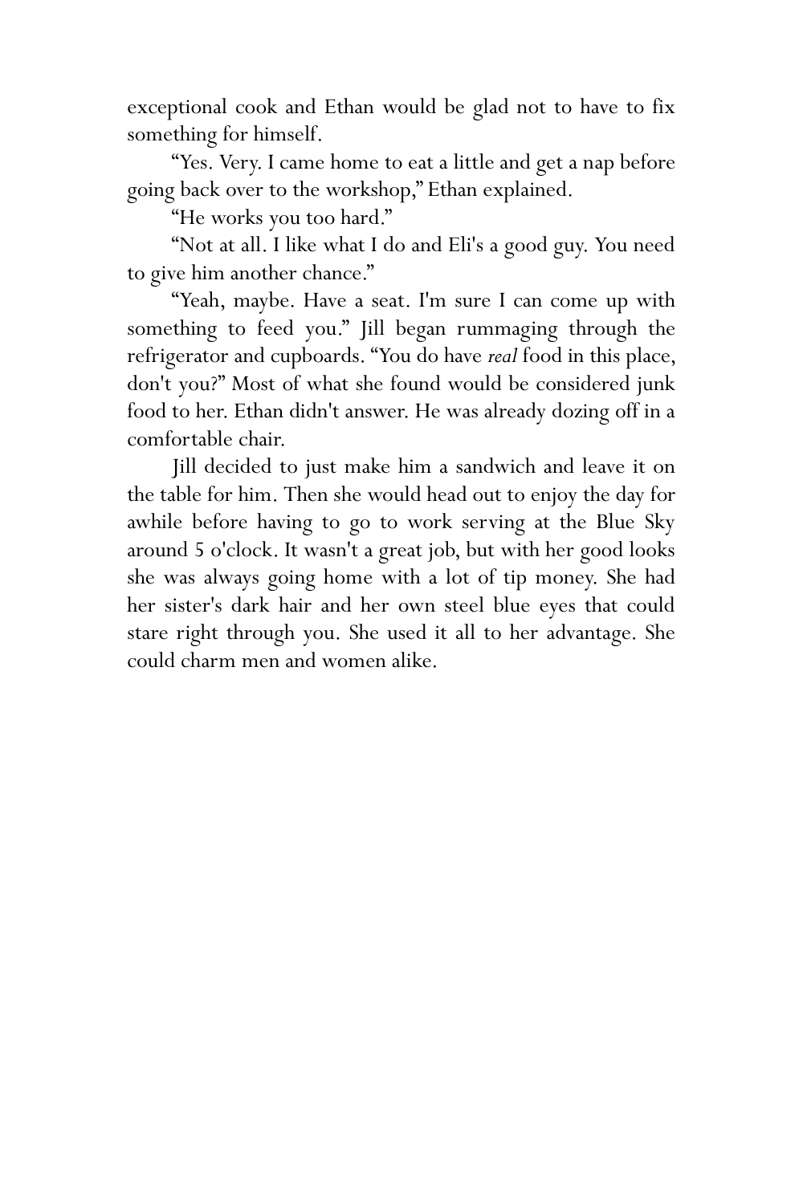exceptional cook and Ethan would be glad not to have to fix something for himself.

"Yes. Very. I came home to eat a little and get a nap before going back over to the workshop," Ethan explained.

"He works you too hard."

"Not at all. I like what I do and Eli's a good guy. You need to give him another chance."

"Yeah, maybe. Have a seat. I'm sure I can come up with something to feed you." Jill began rummaging through the refrigerator and cupboards. "You do have *real* food in this place, don't you?" Most of what she found would be considered junk food to her. Ethan didn't answer. He was already dozing off in a comfortable chair.

Jill decided to just make him a sandwich and leave it on the table for him. Then she would head out to enjoy the day for awhile before having to go to work serving at the Blue Sky around 5 o'clock. It wasn't a great job, but with her good looks she was always going home with a lot of tip money. She had her sister's dark hair and her own steel blue eyes that could stare right through you. She used it all to her advantage. She could charm men and women alike.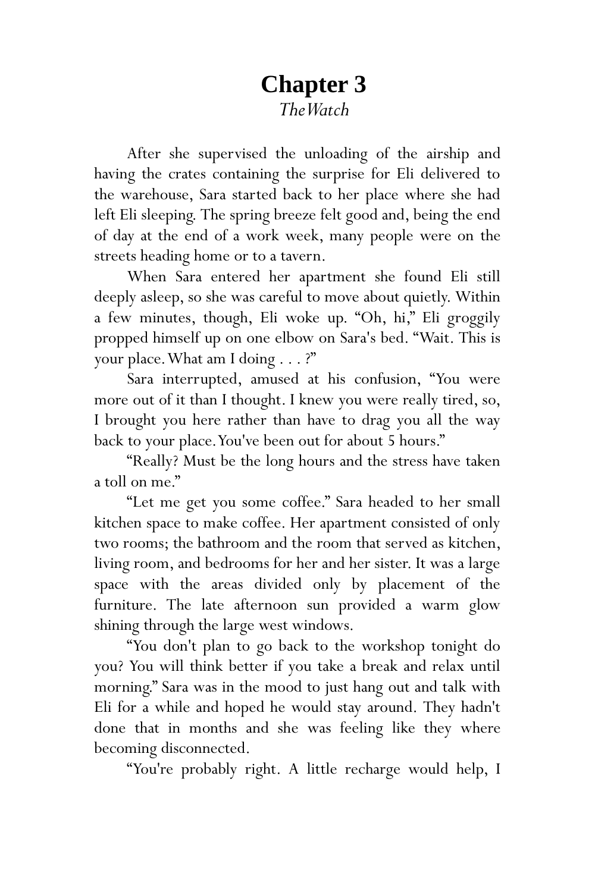# Chapter 3

*The Watch*

After she supervised the unloading of the airship and having the crates containing the surprise for Eli delivered to the warehouse, Sara started back to her place where she had left Eli sleeping. The spring breeze felt good and, being the end of day at the end of a work week, many people were on the streets heading home or to a tavern.

When Sara entered her apartment she found Eli still deeply asleep, so she was careful to move about quietly. Within a few minutes, though, Eli woke up. "Oh, hi," Eli groggily propped himself up on one elbow on Sara's bed. "Wait. This is your place. What am I doing . . . ?"

Sara interrupted, amused at his confusion, "You were more out of it than I thought. I knew you were really tired, so, I brought you here rather than have to drag you all the way back to your place. You've been out for about 5 hours."

"Really? Must be the long hours and the stress have taken a toll on me."

"Let me get you some coffee." Sara headed to her small kitchen space to make coffee. Her apartment consisted of only two rooms; the bathroom and the room that served as kitchen, living room, and bedrooms for her and her sister. It was a large space with the areas divided only by placement of the furniture. The late afternoon sun provided a warm glow shining through the large west windows.

"You don't plan to go back to the workshop tonight do you? You will think better if you take a break and relax until morning." Sara was in the mood to just hang out and talk with Eli for a while and hoped he would stay around. They hadn't done that in months and she was feeling like they where becoming disconnected.

"You're probably right. A little recharge would help, I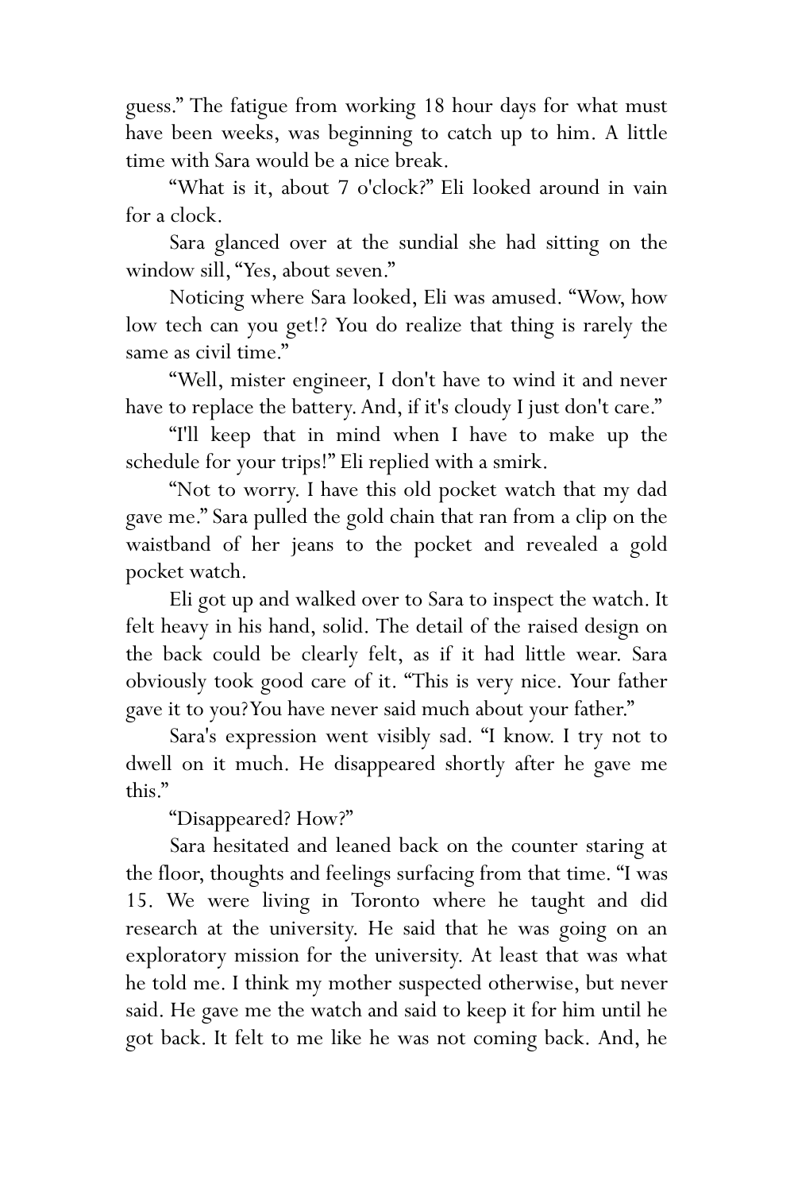guess." The fatigue from working 18 hour days for what must have been weeks, was beginning to catch up to him. A little time with Sara would be a nice break.

"What is it, about 7 o'clock?" Eli looked around in vain for a clock.

Sara glanced over at the sundial she had sitting on the window sill, "Yes, about seven."

Noticing where Sara looked, Eli was amused. "Wow, how low tech can you get!? You do realize that thing is rarely the same as civil time."

"Well, mister engineer, I don't have to wind it and never have to replace the battery. And, if it's cloudy I just don't care."

"I'll keep that in mind when I have to make up the schedule for your trips!" Eli replied with a smirk.

"Not to worry. I have this old pocket watch that my dad gave me." Sara pulled the gold chain that ran from a clip on the waistband of her jeans to the pocket and revealed a gold pocket watch.

Eli got up and walked over to Sara to inspect the watch. It felt heavy in his hand, solid. The detail of the raised design on the back could be clearly felt, as if it had little wear. Sara obviously took good care of it. "This is very nice. Your father gave it to you? You have never said much about your father."

Sara's expression went visibly sad. "I know. I try not to dwell on it much. He disappeared shortly after he gave me this."

"Disappeared? How?"

Sara hesitated and leaned back on the counter staring at the floor, thoughts and feelings surfacing from that time. "I was 15. We were living in Toronto where he taught and did research at the university. He said that he was going on an exploratory mission for the university. At least that was what he told me. I think my mother suspected otherwise, but never said. He gave me the watch and said to keep it for him until he got back. It felt to me like he was not coming back. And, he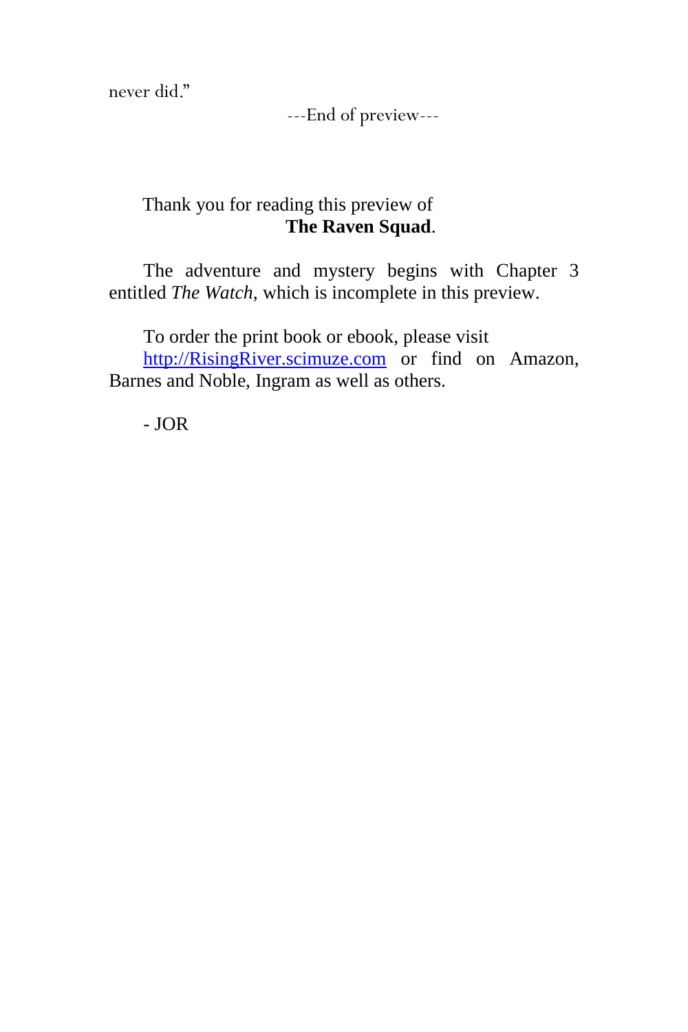never did."

---End of preview---

Thank you for reading this preview of
**The Raven Squad**.

The adventure and mystery begins with Chapter 3 entitled *The Watch*, which is incomplete in this preview.

To order the print book or ebook, please visit http://RisingRiver.scimuze.com or find on Amazon, Barnes and Noble, Ingram as well as others.

- JOR